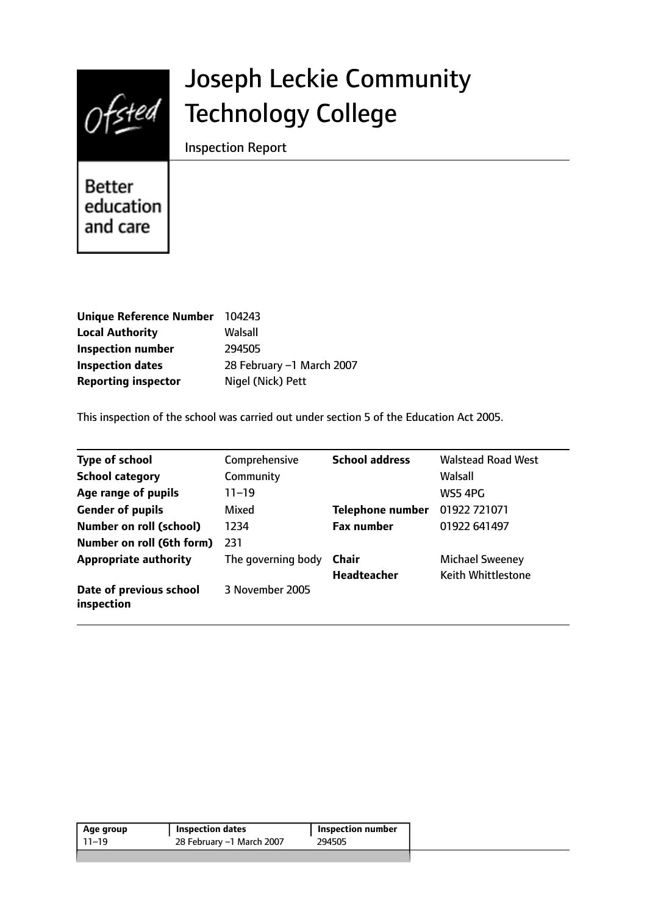# Joseph Leckie Community Technology College

Inspection Report

Better education and care

| | |
|---|---|
| **Unique Reference Number** | 104243 |
| **Local Authority** | Walsall |
| **Inspection number** | 294505 |
| **Inspection dates** | 28 February –1 March 2007 |
| **Reporting inspector** | Nigel (Nick) Pett |

This inspection of the school was carried out under section 5 of the Education Act 2005.

| | | | |
|---|---|---|---|
| **Type of school** | Comprehensive | **School address** | Walstead Road West |
| **School category** | Community | | Walsall |
| **Age range of pupils** | 11–19 | | WS5 4PG |
| **Gender of pupils** | Mixed | **Telephone number** | 01922 721071 |
| **Number on roll (school)** | 1234 | **Fax number** | 01922 641497 |
| **Number on roll (6th form)** | 231 | | |
| **Appropriate authority** | The governing body | **Chair** | Michael Sweeney |
| | | **Headteacher** | Keith Whittlestone |
| **Date of previous school inspection** | 3 November 2005 | | |

| Age group | Inspection dates | Inspection number |
|---|---|---|
| 11–19 | 28 February –1 March 2007 | 294505 |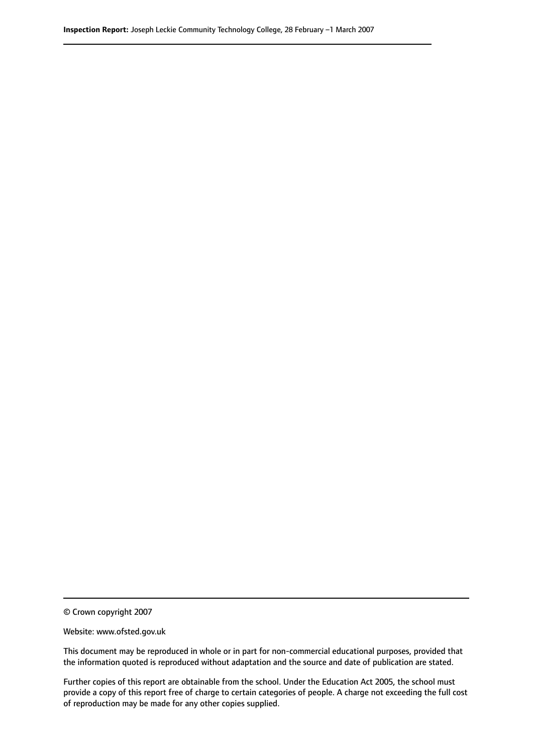© Crown copyright 2007

Website: www.ofsted.gov.uk

This document may be reproduced in whole or in part for non-commercial educational purposes, provided that the information quoted is reproduced without adaptation and the source and date of publication are stated.

Further copies of this report are obtainable from the school. Under the Education Act 2005, the school must provide a copy of this report free of charge to certain categories of people. A charge not exceeding the full cost of reproduction may be made for any other copies supplied.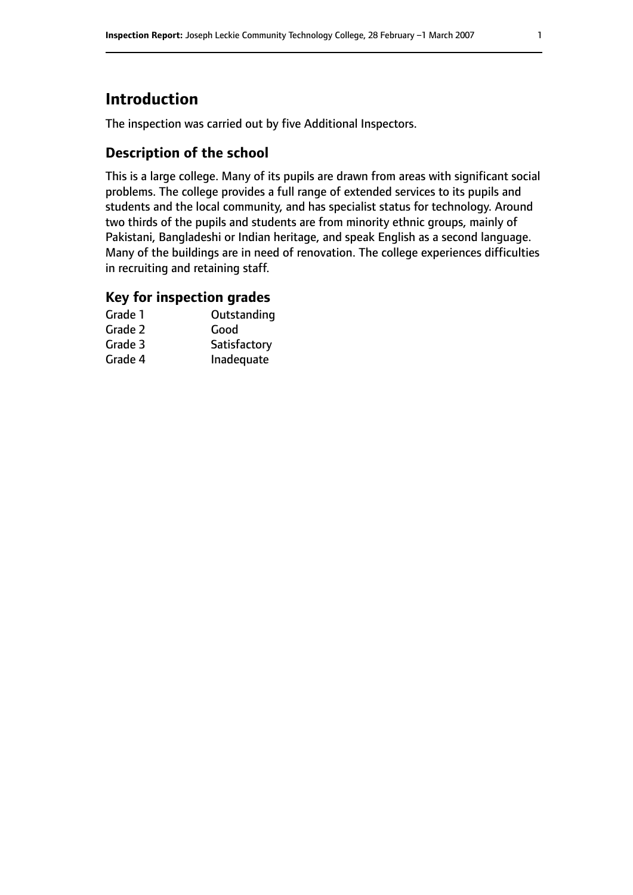# Introduction

The inspection was carried out by five Additional Inspectors.

## Description of the school

This is a large college. Many of its pupils are drawn from areas with significant social problems. The college provides a full range of extended services to its pupils and students and the local community, and has specialist status for technology. Around two thirds of the pupils and students are from minority ethnic groups, mainly of Pakistani, Bangladeshi or Indian heritage, and speak English as a second language. Many of the buildings are in need of renovation. The college experiences difficulties in recruiting and retaining staff.

## Key for inspection grades

| | |
|---|---|
| Grade 1 | Outstanding |
| Grade 2 | Good |
| Grade 3 | Satisfactory |
| Grade 4 | Inadequate |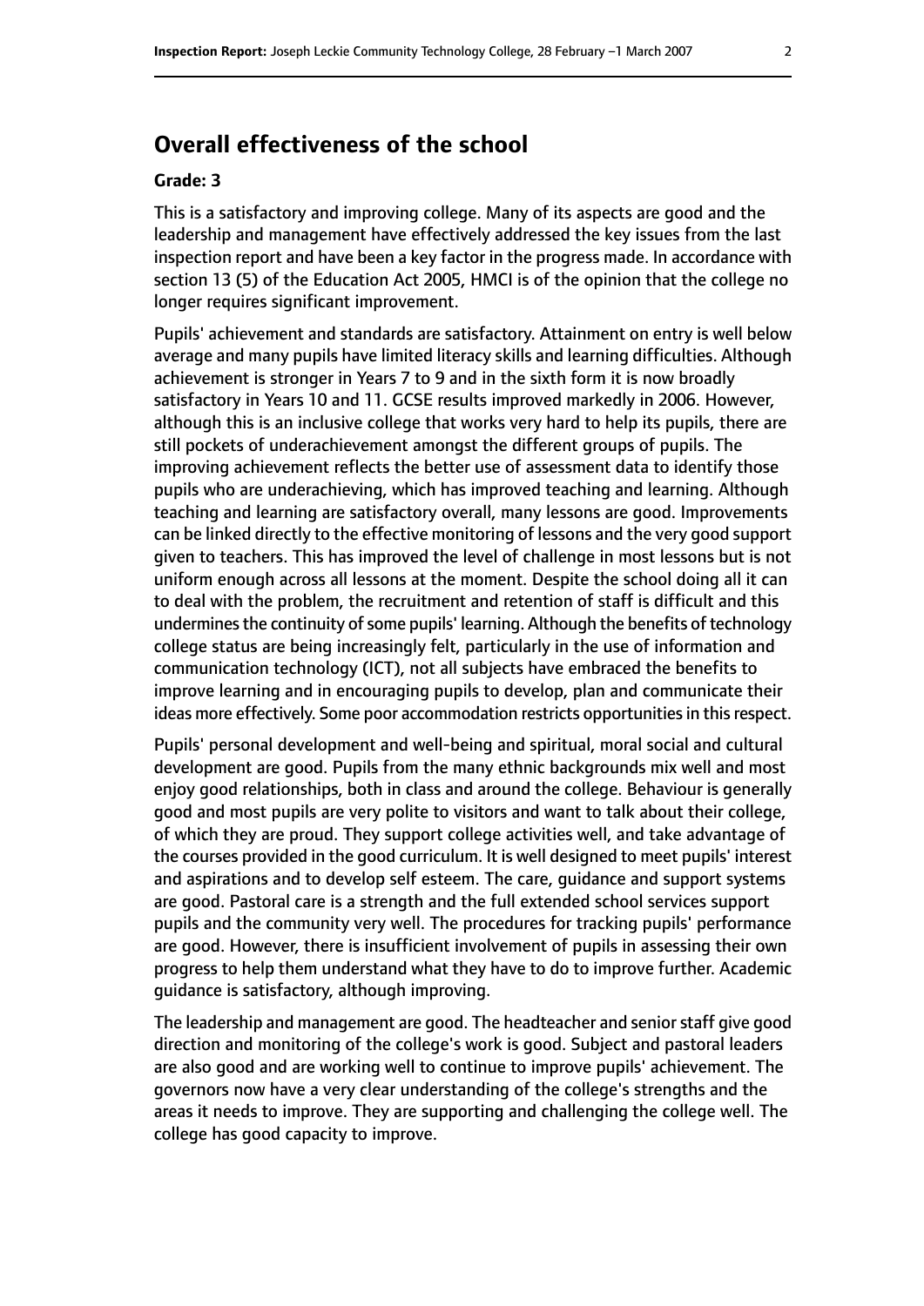## Overall effectiveness of the school

**Grade: 3**

This is a satisfactory and improving college. Many of its aspects are good and the leadership and management have effectively addressed the key issues from the last inspection report and have been a key factor in the progress made. In accordance with section 13 (5) of the Education Act 2005, HMCI is of the opinion that the college no longer requires significant improvement.

Pupils' achievement and standards are satisfactory. Attainment on entry is well below average and many pupils have limited literacy skills and learning difficulties. Although achievement is stronger in Years 7 to 9 and in the sixth form it is now broadly satisfactory in Years 10 and 11. GCSE results improved markedly in 2006. However, although this is an inclusive college that works very hard to help its pupils, there are still pockets of underachievement amongst the different groups of pupils. The improving achievement reflects the better use of assessment data to identify those pupils who are underachieving, which has improved teaching and learning. Although teaching and learning are satisfactory overall, many lessons are good. Improvements can be linked directly to the effective monitoring of lessons and the very good support given to teachers. This has improved the level of challenge in most lessons but is not uniform enough across all lessons at the moment. Despite the school doing all it can to deal with the problem, the recruitment and retention of staff is difficult and this undermines the continuity of some pupils' learning. Although the benefits of technology college status are being increasingly felt, particularly in the use of information and communication technology (ICT), not all subjects have embraced the benefits to improve learning and in encouraging pupils to develop, plan and communicate their ideas more effectively. Some poor accommodation restricts opportunities in this respect.

Pupils' personal development and well-being and spiritual, moral social and cultural development are good. Pupils from the many ethnic backgrounds mix well and most enjoy good relationships, both in class and around the college. Behaviour is generally good and most pupils are very polite to visitors and want to talk about their college, of which they are proud. They support college activities well, and take advantage of the courses provided in the good curriculum. It is well designed to meet pupils' interest and aspirations and to develop self esteem. The care, guidance and support systems are good. Pastoral care is a strength and the full extended school services support pupils and the community very well. The procedures for tracking pupils' performance are good. However, there is insufficient involvement of pupils in assessing their own progress to help them understand what they have to do to improve further. Academic guidance is satisfactory, although improving.

The leadership and management are good. The headteacher and senior staff give good direction and monitoring of the college's work is good. Subject and pastoral leaders are also good and are working well to continue to improve pupils' achievement. The governors now have a very clear understanding of the college's strengths and the areas it needs to improve. They are supporting and challenging the college well. The college has good capacity to improve.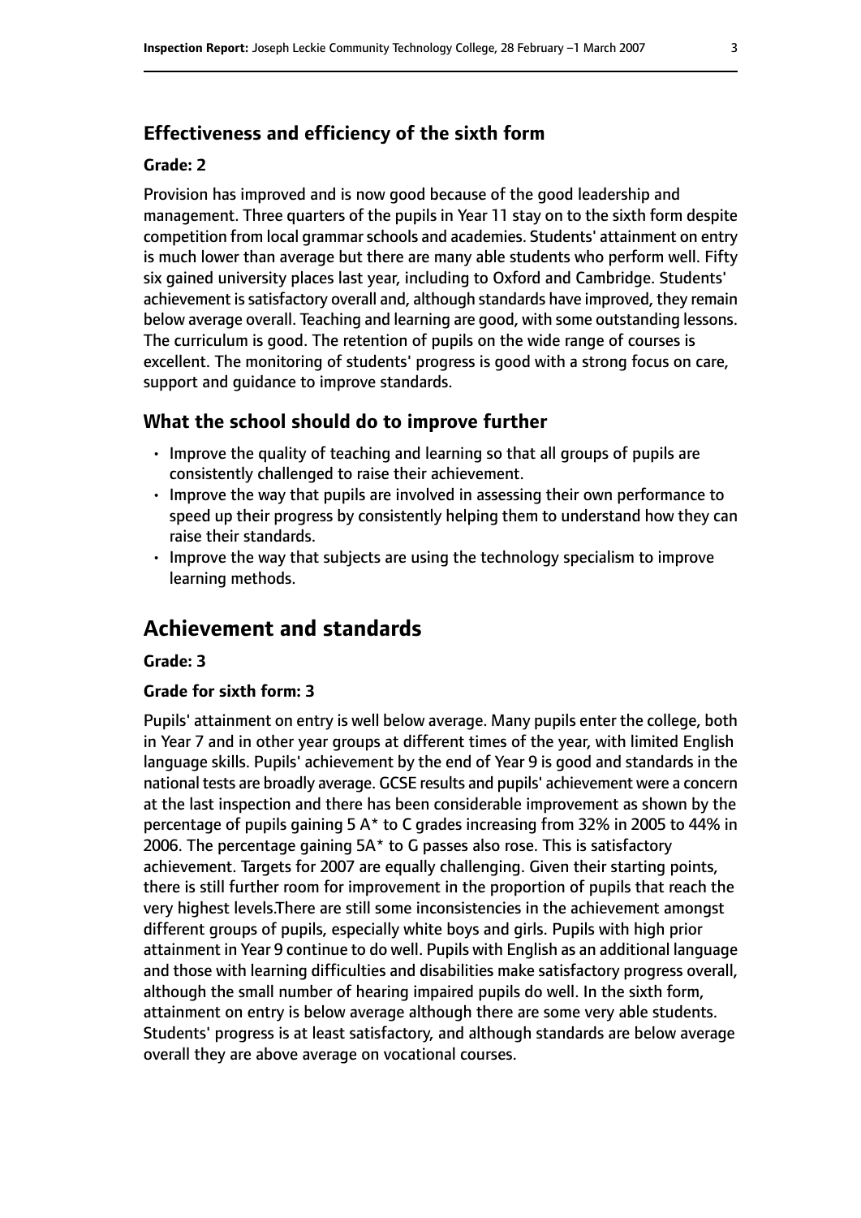## Effectiveness and efficiency of the sixth form

**Grade: 2**

Provision has improved and is now good because of the good leadership and management. Three quarters of the pupils in Year 11 stay on to the sixth form despite competition from local grammar schools and academies. Students' attainment on entry is much lower than average but there are many able students who perform well. Fifty six gained university places last year, including to Oxford and Cambridge. Students' achievement is satisfactory overall and, although standards have improved, they remain below average overall. Teaching and learning are good, with some outstanding lessons. The curriculum is good. The retention of pupils on the wide range of courses is excellent. The monitoring of students' progress is good with a strong focus on care, support and guidance to improve standards.

## What the school should do to improve further

- Improve the quality of teaching and learning so that all groups of pupils are consistently challenged to raise their achievement.
- Improve the way that pupils are involved in assessing their own performance to speed up their progress by consistently helping them to understand how they can raise their standards.
- Improve the way that subjects are using the technology specialism to improve learning methods.

# Achievement and standards

**Grade: 3**

**Grade for sixth form: 3**

Pupils' attainment on entry is well below average. Many pupils enter the college, both in Year 7 and in other year groups at different times of the year, with limited English language skills. Pupils' achievement by the end of Year 9 is good and standards in the national tests are broadly average. GCSE results and pupils' achievement were a concern at the last inspection and there has been considerable improvement as shown by the percentage of pupils gaining 5 A* to C grades increasing from 32% in 2005 to 44% in 2006. The percentage gaining 5A* to G passes also rose. This is satisfactory achievement. Targets for 2007 are equally challenging. Given their starting points, there is still further room for improvement in the proportion of pupils that reach the very highest levels.There are still some inconsistencies in the achievement amongst different groups of pupils, especially white boys and girls. Pupils with high prior attainment in Year 9 continue to do well. Pupils with English as an additional language and those with learning difficulties and disabilities make satisfactory progress overall, although the small number of hearing impaired pupils do well. In the sixth form, attainment on entry is below average although there are some very able students. Students' progress is at least satisfactory, and although standards are below average overall they are above average on vocational courses.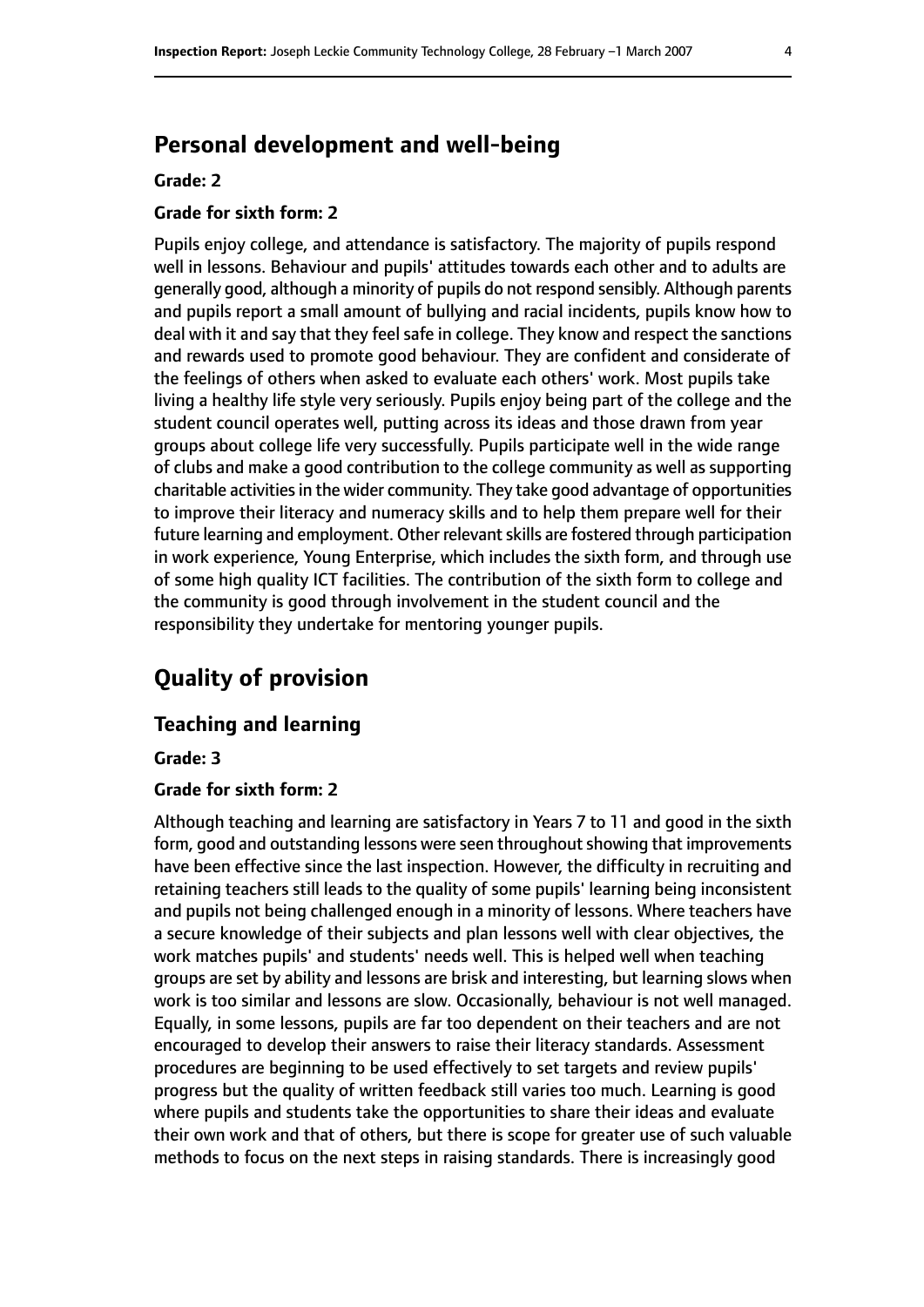## Personal development and well-being

**Grade: 2**

**Grade for sixth form: 2**

Pupils enjoy college, and attendance is satisfactory. The majority of pupils respond well in lessons. Behaviour and pupils' attitudes towards each other and to adults are generally good, although a minority of pupils do not respond sensibly. Although parents and pupils report a small amount of bullying and racial incidents, pupils know how to deal with it and say that they feel safe in college. They know and respect the sanctions and rewards used to promote good behaviour. They are confident and considerate of the feelings of others when asked to evaluate each others' work. Most pupils take living a healthy life style very seriously. Pupils enjoy being part of the college and the student council operates well, putting across its ideas and those drawn from year groups about college life very successfully. Pupils participate well in the wide range of clubs and make a good contribution to the college community as well as supporting charitable activities in the wider community. They take good advantage of opportunities to improve their literacy and numeracy skills and to help them prepare well for their future learning and employment. Other relevant skills are fostered through participation in work experience, Young Enterprise, which includes the sixth form, and through use of some high quality ICT facilities. The contribution of the sixth form to college and the community is good through involvement in the student council and the responsibility they undertake for mentoring younger pupils.

# Quality of provision

## Teaching and learning

**Grade: 3**

**Grade for sixth form: 2**

Although teaching and learning are satisfactory in Years 7 to 11 and good in the sixth form, good and outstanding lessons were seen throughout showing that improvements have been effective since the last inspection. However, the difficulty in recruiting and retaining teachers still leads to the quality of some pupils' learning being inconsistent and pupils not being challenged enough in a minority of lessons. Where teachers have a secure knowledge of their subjects and plan lessons well with clear objectives, the work matches pupils' and students' needs well. This is helped well when teaching groups are set by ability and lessons are brisk and interesting, but learning slows when work is too similar and lessons are slow. Occasionally, behaviour is not well managed. Equally, in some lessons, pupils are far too dependent on their teachers and are not encouraged to develop their answers to raise their literacy standards. Assessment procedures are beginning to be used effectively to set targets and review pupils' progress but the quality of written feedback still varies too much. Learning is good where pupils and students take the opportunities to share their ideas and evaluate their own work and that of others, but there is scope for greater use of such valuable methods to focus on the next steps in raising standards. There is increasingly good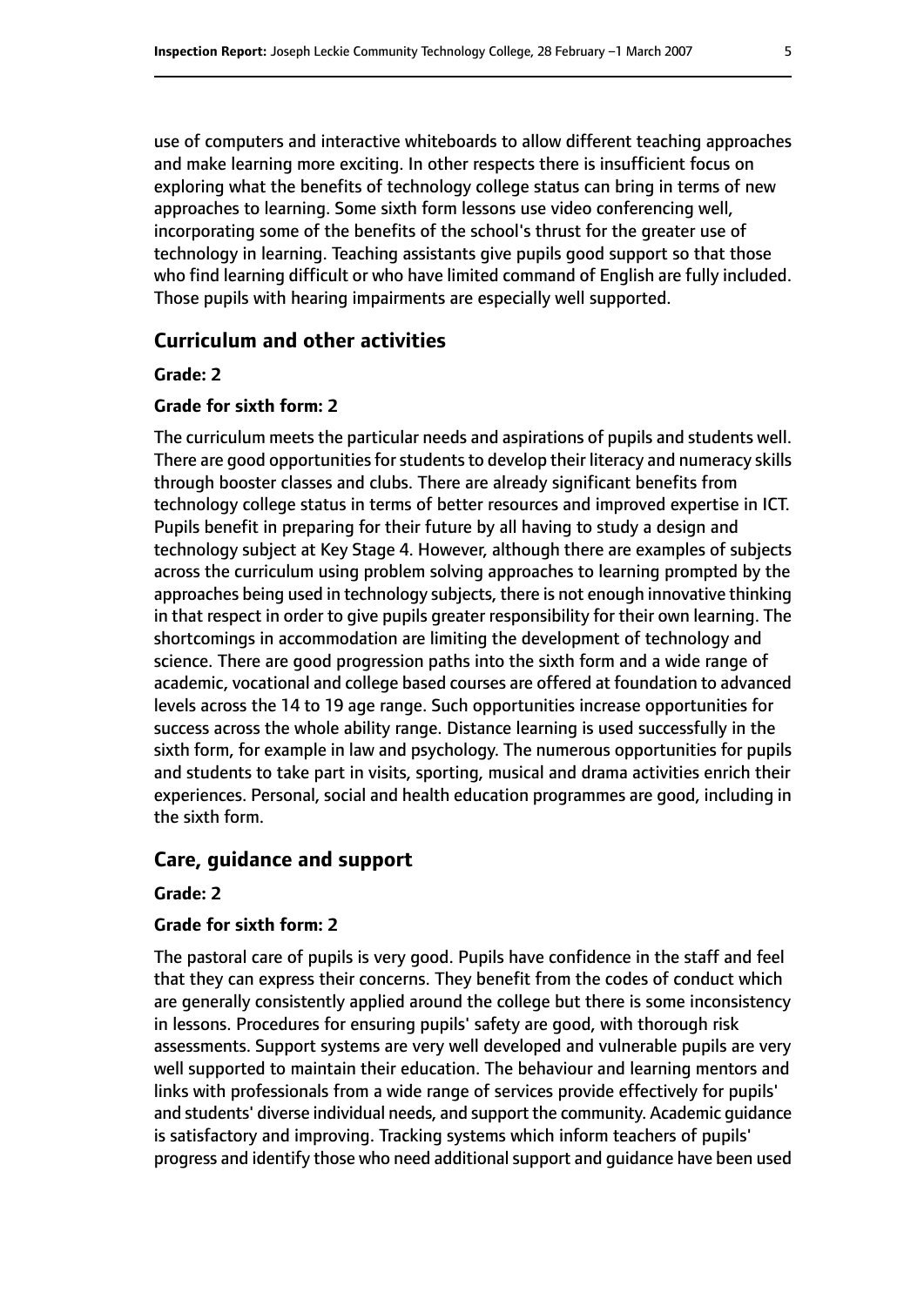use of computers and interactive whiteboards to allow different teaching approaches and make learning more exciting. In other respects there is insufficient focus on exploring what the benefits of technology college status can bring in terms of new approaches to learning. Some sixth form lessons use video conferencing well, incorporating some of the benefits of the school's thrust for the greater use of technology in learning. Teaching assistants give pupils good support so that those who find learning difficult or who have limited command of English are fully included. Those pupils with hearing impairments are especially well supported.

## Curriculum and other activities

**Grade: 2**

**Grade for sixth form: 2**

The curriculum meets the particular needs and aspirations of pupils and students well. There are good opportunities for students to develop their literacy and numeracy skills through booster classes and clubs. There are already significant benefits from technology college status in terms of better resources and improved expertise in ICT. Pupils benefit in preparing for their future by all having to study a design and technology subject at Key Stage 4. However, although there are examples of subjects across the curriculum using problem solving approaches to learning prompted by the approaches being used in technology subjects, there is not enough innovative thinking in that respect in order to give pupils greater responsibility for their own learning. The shortcomings in accommodation are limiting the development of technology and science. There are good progression paths into the sixth form and a wide range of academic, vocational and college based courses are offered at foundation to advanced levels across the 14 to 19 age range. Such opportunities increase opportunities for success across the whole ability range. Distance learning is used successfully in the sixth form, for example in law and psychology. The numerous opportunities for pupils and students to take part in visits, sporting, musical and drama activities enrich their experiences. Personal, social and health education programmes are good, including in the sixth form.

## Care, guidance and support

**Grade: 2**

**Grade for sixth form: 2**

The pastoral care of pupils is very good. Pupils have confidence in the staff and feel that they can express their concerns. They benefit from the codes of conduct which are generally consistently applied around the college but there is some inconsistency in lessons. Procedures for ensuring pupils' safety are good, with thorough risk assessments. Support systems are very well developed and vulnerable pupils are very well supported to maintain their education. The behaviour and learning mentors and links with professionals from a wide range of services provide effectively for pupils' and students' diverse individual needs, and support the community. Academic guidance is satisfactory and improving. Tracking systems which inform teachers of pupils' progress and identify those who need additional support and guidance have been used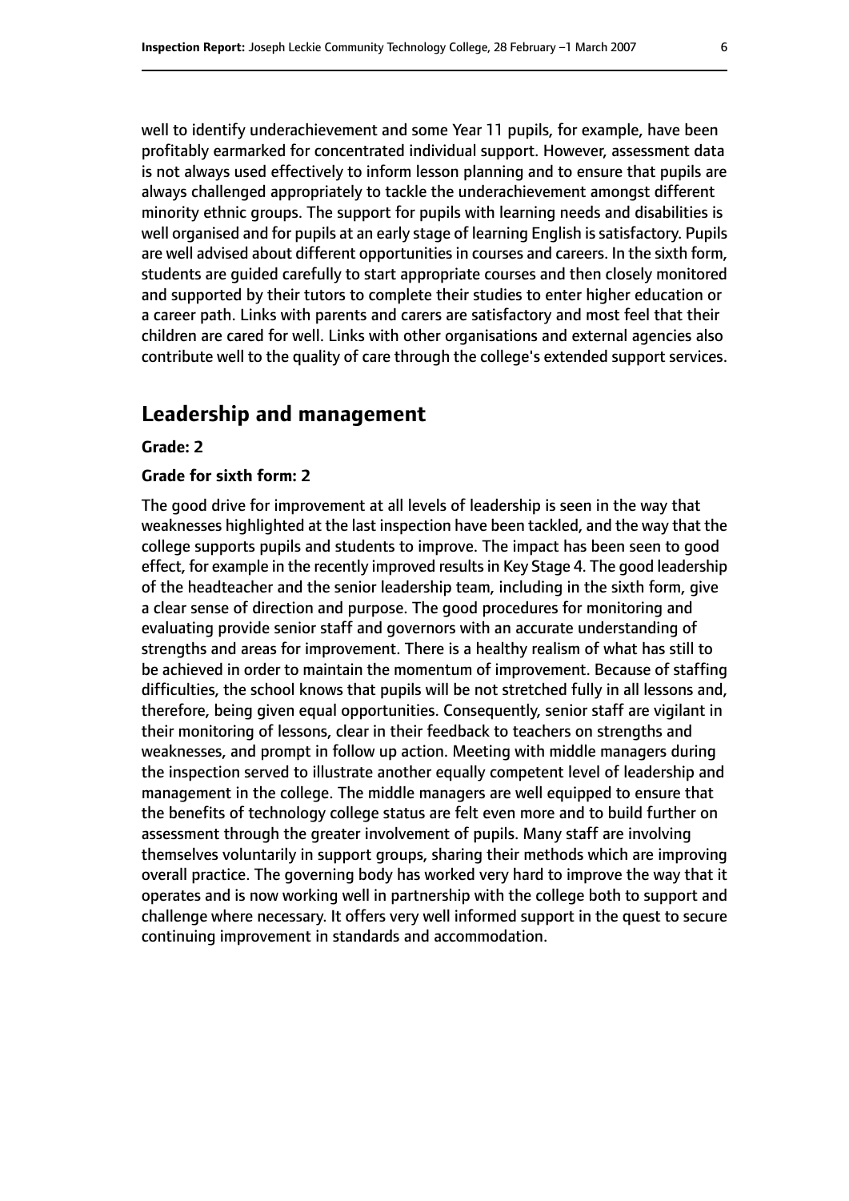well to identify underachievement and some Year 11 pupils, for example, have been profitably earmarked for concentrated individual support. However, assessment data is not always used effectively to inform lesson planning and to ensure that pupils are always challenged appropriately to tackle the underachievement amongst different minority ethnic groups. The support for pupils with learning needs and disabilities is well organised and for pupils at an early stage of learning English is satisfactory. Pupils are well advised about different opportunities in courses and careers. In the sixth form, students are guided carefully to start appropriate courses and then closely monitored and supported by their tutors to complete their studies to enter higher education or a career path. Links with parents and carers are satisfactory and most feel that their children are cared for well. Links with other organisations and external agencies also contribute well to the quality of care through the college's extended support services.

## Leadership and management

**Grade: 2**

**Grade for sixth form: 2**

The good drive for improvement at all levels of leadership is seen in the way that weaknesses highlighted at the last inspection have been tackled, and the way that the college supports pupils and students to improve. The impact has been seen to good effect, for example in the recently improved results in Key Stage 4. The good leadership of the headteacher and the senior leadership team, including in the sixth form, give a clear sense of direction and purpose. The good procedures for monitoring and evaluating provide senior staff and governors with an accurate understanding of strengths and areas for improvement. There is a healthy realism of what has still to be achieved in order to maintain the momentum of improvement. Because of staffing difficulties, the school knows that pupils will be not stretched fully in all lessons and, therefore, being given equal opportunities. Consequently, senior staff are vigilant in their monitoring of lessons, clear in their feedback to teachers on strengths and weaknesses, and prompt in follow up action. Meeting with middle managers during the inspection served to illustrate another equally competent level of leadership and management in the college. The middle managers are well equipped to ensure that the benefits of technology college status are felt even more and to build further on assessment through the greater involvement of pupils. Many staff are involving themselves voluntarily in support groups, sharing their methods which are improving overall practice. The governing body has worked very hard to improve the way that it operates and is now working well in partnership with the college both to support and challenge where necessary. It offers very well informed support in the quest to secure continuing improvement in standards and accommodation.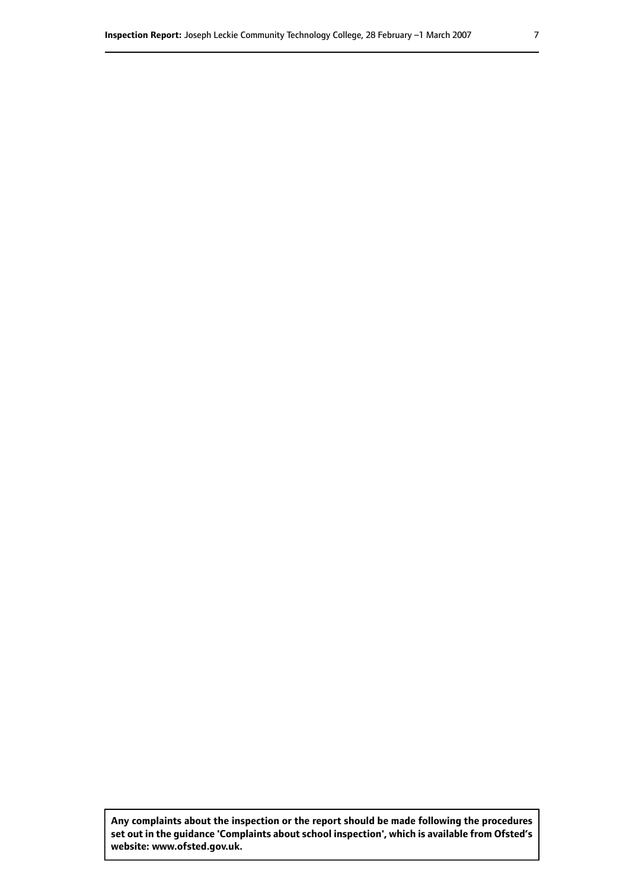**Any complaints about the inspection or the report should be made following the procedures set out in the guidance 'Complaints about school inspection', which is available from Ofsted's website: www.ofsted.gov.uk.**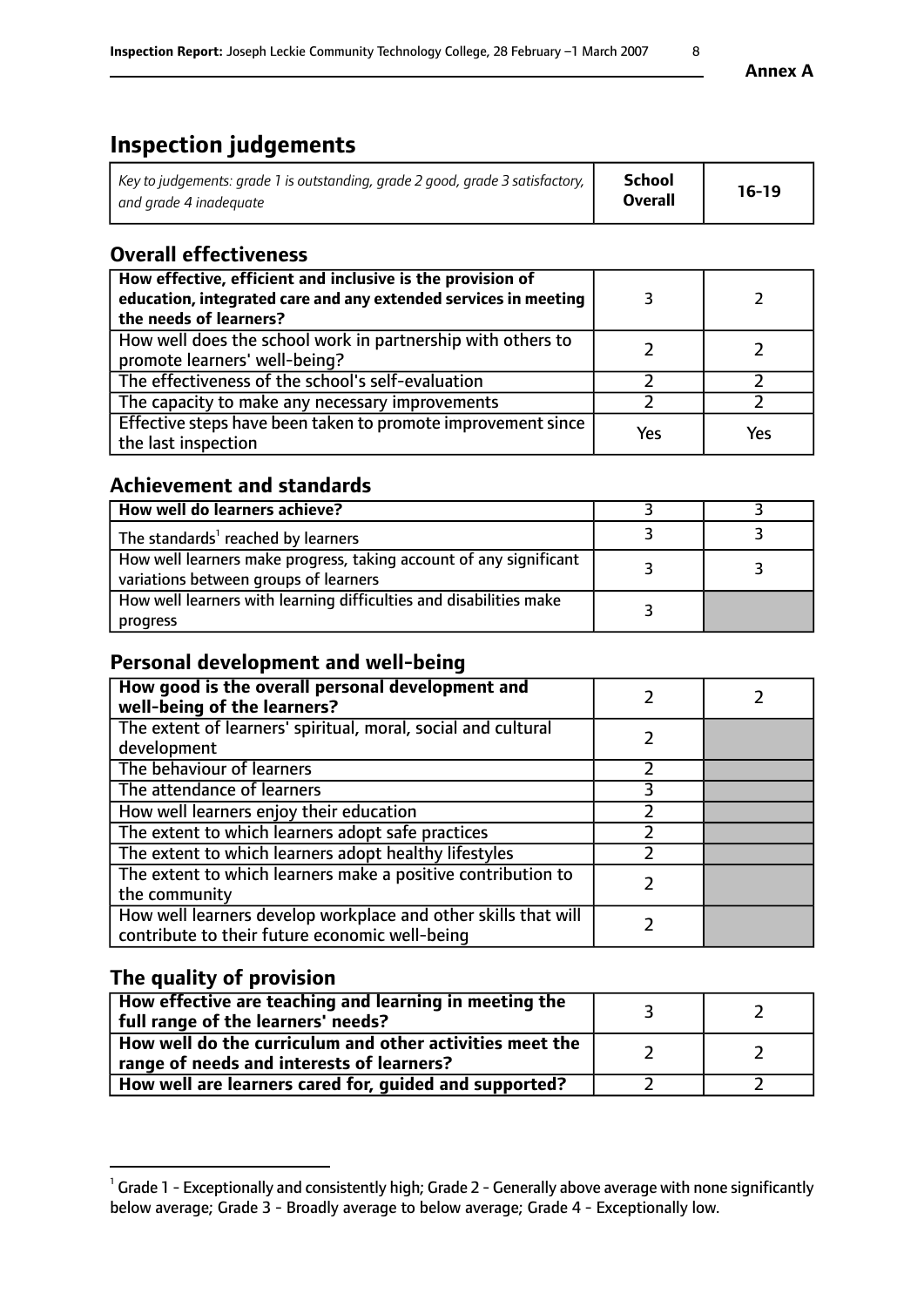**Annex A**

# Inspection judgements

| *Key to judgements: grade 1 is outstanding, grade 2 good, grade 3 satisfactory, and grade 4 inadequate* | **School Overall** | **16-19** |
|---|---|---|

## Overall effectiveness

| | | |
|---|---|---|
| **How effective, efficient and inclusive is the provision of education, integrated care and any extended services in meeting the needs of learners?** | 3 | 2 |
| How well does the school work in partnership with others to promote learners' well-being? | 2 | 2 |
| The effectiveness of the school's self-evaluation | 2 | 2 |
| The capacity to make any necessary improvements | 2 | 2 |
| Effective steps have been taken to promote improvement since the last inspection | Yes | Yes |

## Achievement and standards

| | | |
|---|---|---|
| **How well do learners achieve?** | 3 | 3 |
| The standards[1] reached by learners | 3 | 3 |
| How well learners make progress, taking account of any significant variations between groups of learners | 3 | 3 |
| How well learners with learning difficulties and disabilities make progress | 3 | |

## Personal development and well-being

| | | |
|---|---|---|
| **How good is the overall personal development and well-being of the learners?** | 2 | 2 |
| The extent of learners' spiritual, moral, social and cultural development | 2 | |
| The behaviour of learners | 2 | |
| The attendance of learners | 3 | |
| How well learners enjoy their education | 2 | |
| The extent to which learners adopt safe practices | 2 | |
| The extent to which learners adopt healthy lifestyles | 2 | |
| The extent to which learners make a positive contribution to the community | 2 | |
| How well learners develop workplace and other skills that will contribute to their future economic well-being | 2 | |

## The quality of provision

| | | |
|---|---|---|
| **How effective are teaching and learning in meeting the full range of the learners' needs?** | 3 | 2 |
| **How well do the curriculum and other activities meet the range of needs and interests of learners?** | 2 | 2 |
| **How well are learners cared for, guided and supported?** | 2 | 2 |

[1] Grade 1 - Exceptionally and consistently high; Grade 2 - Generally above average with none significantly below average; Grade 3 - Broadly average to below average; Grade 4 - Exceptionally low.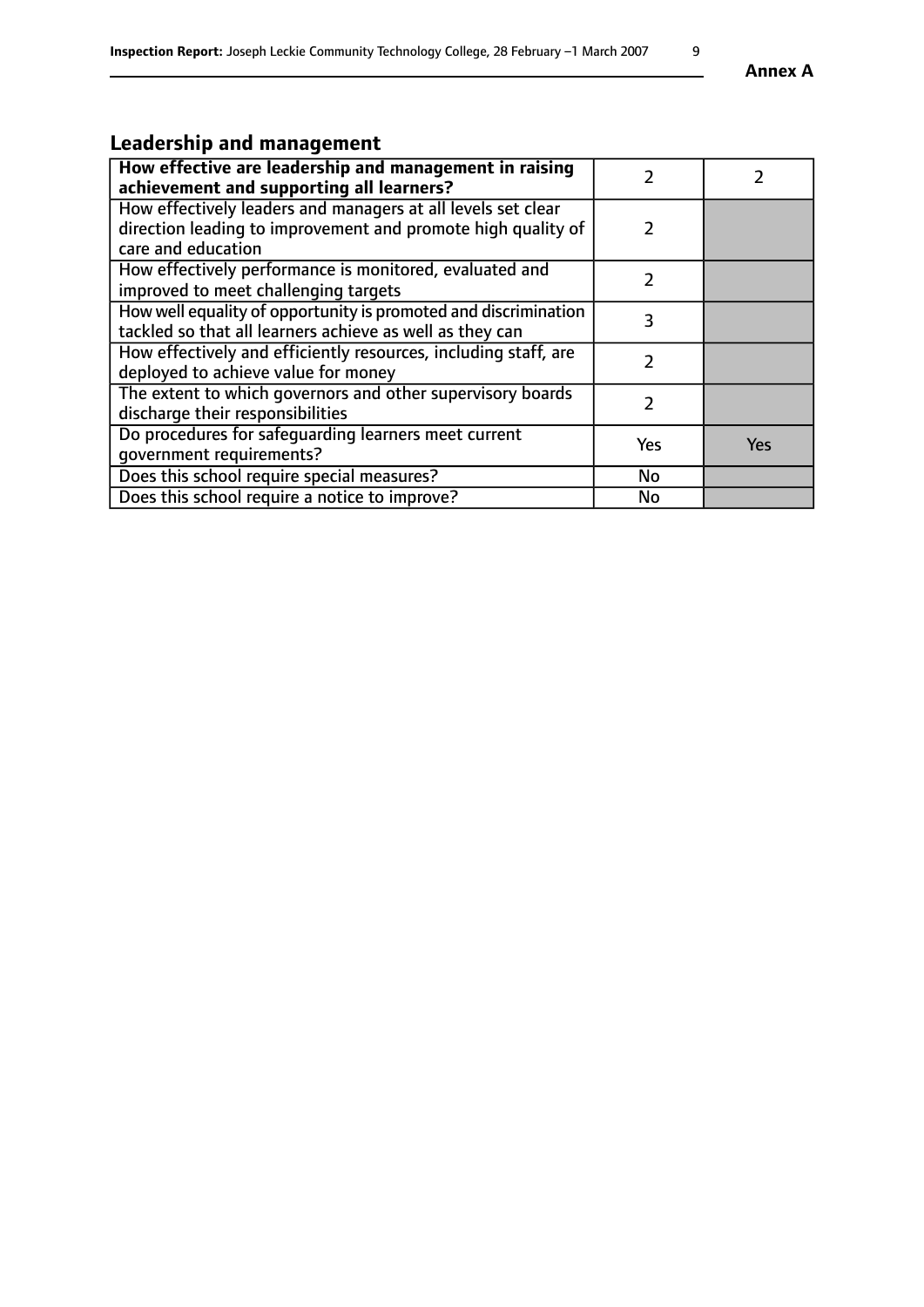## Leadership and management

| How effective are leadership and management in raising achievement and supporting all learners? | 2 | 2 |
|---|---|---|
| How effectively leaders and managers at all levels set clear direction leading to improvement and promote high quality of care and education | 2 | |
| How effectively performance is monitored, evaluated and improved to meet challenging targets | 2 | |
| How well equality of opportunity is promoted and discrimination tackled so that all learners achieve as well as they can | 3 | |
| How effectively and efficiently resources, including staff, are deployed to achieve value for money | 2 | |
| The extent to which governors and other supervisory boards discharge their responsibilities | 2 | |
| Do procedures for safeguarding learners meet current government requirements? | Yes | Yes |
| Does this school require special measures? | No | |
| Does this school require a notice to improve? | No | |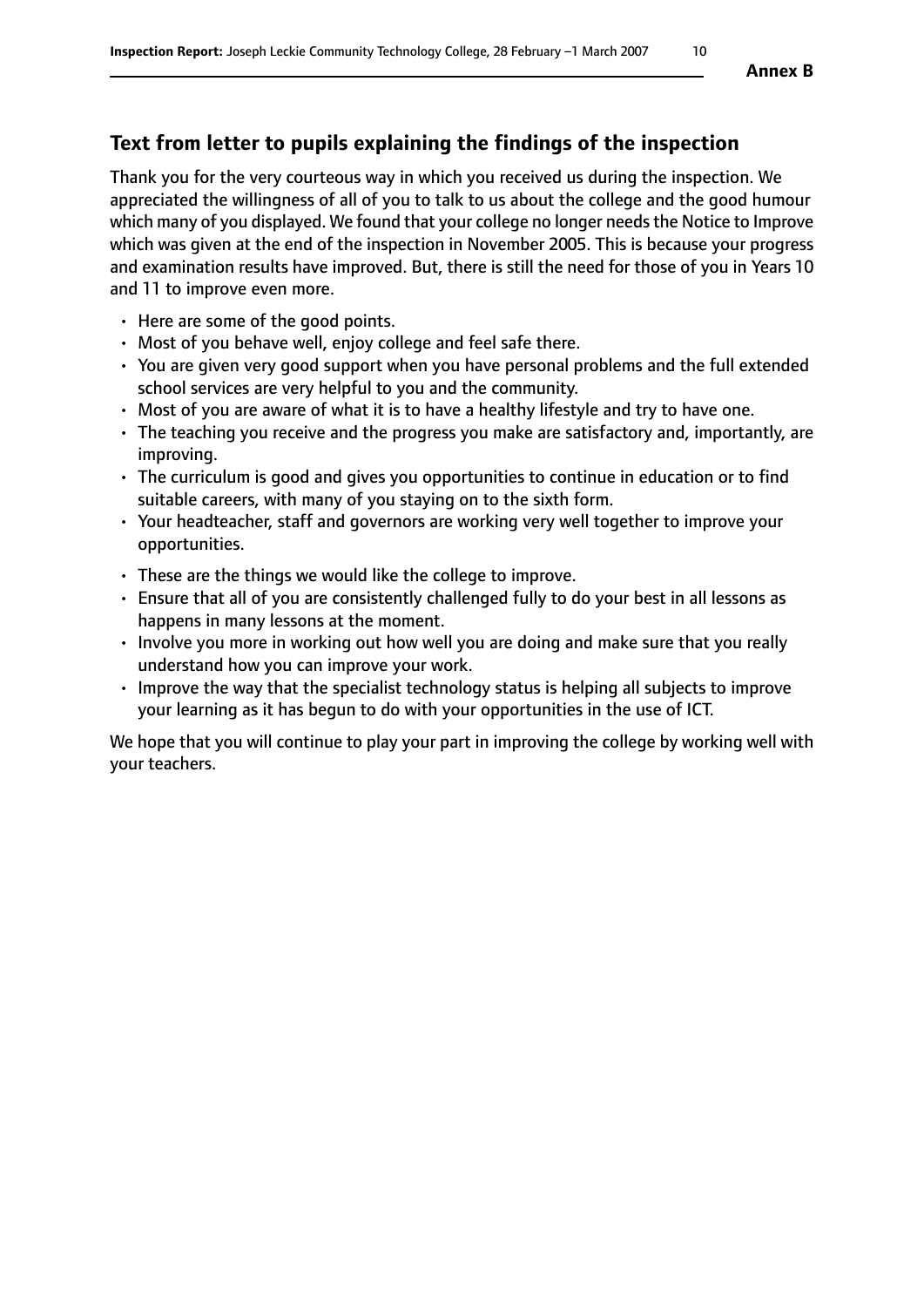## Text from letter to pupils explaining the findings of the inspection

Thank you for the very courteous way in which you received us during the inspection. We appreciated the willingness of all of you to talk to us about the college and the good humour which many of you displayed. We found that your college no longer needs the Notice to Improve which was given at the end of the inspection in November 2005. This is because your progress and examination results have improved. But, there is still the need for those of you in Years 10 and 11 to improve even more.

- Here are some of the good points.
- Most of you behave well, enjoy college and feel safe there.
- You are given very good support when you have personal problems and the full extended school services are very helpful to you and the community.
- Most of you are aware of what it is to have a healthy lifestyle and try to have one.
- The teaching you receive and the progress you make are satisfactory and, importantly, are improving.
- The curriculum is good and gives you opportunities to continue in education or to find suitable careers, with many of you staying on to the sixth form.
- Your headteacher, staff and governors are working very well together to improve your opportunities.

- These are the things we would like the college to improve.
- Ensure that all of you are consistently challenged fully to do your best in all lessons as happens in many lessons at the moment.
- Involve you more in working out how well you are doing and make sure that you really understand how you can improve your work.
- Improve the way that the specialist technology status is helping all subjects to improve your learning as it has begun to do with your opportunities in the use of ICT.

We hope that you will continue to play your part in improving the college by working well with your teachers.